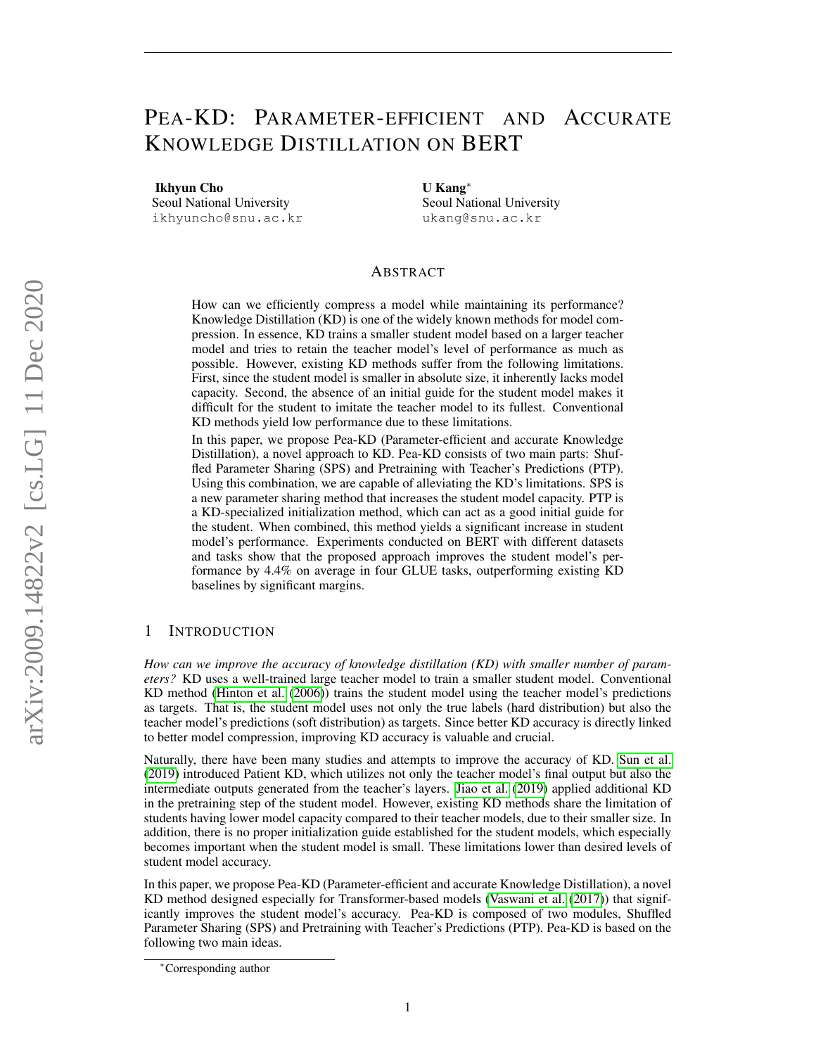# PEA-KD: PARAMETER-EFFICIENT AND ACCURATE KNOWLEDGE DISTILLATION ON BERT

**Ikhyun Cho**
Seoul National University
ikhyuncho@snu.ac.kr

**U Kang**[*]
Seoul National University
ukang@snu.ac.kr

## ABSTRACT

How can we efficiently compress a model while maintaining its performance? Knowledge Distillation (KD) is one of the widely known methods for model compression. In essence, KD trains a smaller student model based on a larger teacher model and tries to retain the teacher model's level of performance as much as possible. However, existing KD methods suffer from the following limitations. First, since the student model is smaller in absolute size, it inherently lacks model capacity. Second, the absence of an initial guide for the student model makes it difficult for the student to imitate the teacher model to its fullest. Conventional KD methods yield low performance due to these limitations.

In this paper, we propose Pea-KD (Parameter-efficient and accurate Knowledge Distillation), a novel approach to KD. Pea-KD consists of two main parts: Shuffled Parameter Sharing (SPS) and Pretraining with Teacher's Predictions (PTP). Using this combination, we are capable of alleviating the KD's limitations. SPS is a new parameter sharing method that increases the student model capacity. PTP is a KD-specialized initialization method, which can act as a good initial guide for the student. When combined, this method yields a significant increase in student model's performance. Experiments conducted on BERT with different datasets and tasks show that the proposed approach improves the student model's performance by 4.4% on average in four GLUE tasks, outperforming existing KD baselines by significant margins.

## 1 INTRODUCTION

*How can we improve the accuracy of knowledge distillation (KD) with smaller number of parameters?* KD uses a well-trained large teacher model to train a smaller student model. Conventional KD method (Hinton et al. (2006)) trains the student model using the teacher model's predictions as targets. That is, the student model uses not only the true labels (hard distribution) but also the teacher model's predictions (soft distribution) as targets. Since better KD accuracy is directly linked to better model compression, improving KD accuracy is valuable and crucial.

Naturally, there have been many studies and attempts to improve the accuracy of KD. Sun et al. (2019) introduced Patient KD, which utilizes not only the teacher model's final output but also the intermediate outputs generated from the teacher's layers. Jiao et al. (2019) applied additional KD in the pretraining step of the student model. However, existing KD methods share the limitation of students having lower model capacity compared to their teacher models, due to their smaller size. In addition, there is no proper initialization guide established for the student models, which especially becomes important when the student model is small. These limitations lower than desired levels of student model accuracy.

In this paper, we propose Pea-KD (Parameter-efficient and accurate Knowledge Distillation), a novel KD method designed especially for Transformer-based models (Vaswani et al. (2017)) that significantly improves the student model's accuracy. Pea-KD is composed of two modules, Shuffled Parameter Sharing (SPS) and Pretraining with Teacher's Predictions (PTP). Pea-KD is based on the following two main ideas.

[*] Corresponding author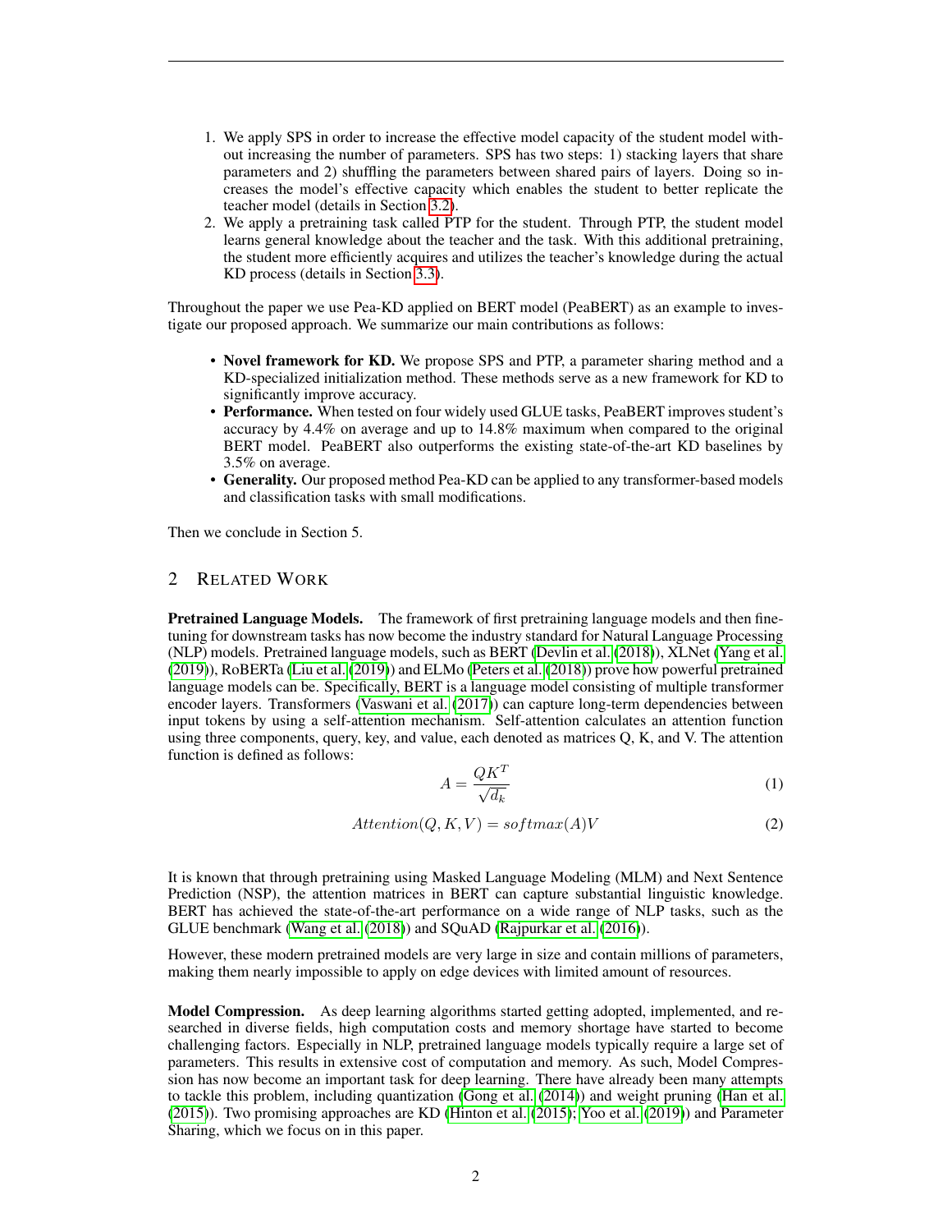1. We apply SPS in order to increase the effective model capacity of the student model without increasing the number of parameters. SPS has two steps: 1) stacking layers that share parameters and 2) shuffling the parameters between shared pairs of layers. Doing so increases the model's effective capacity which enables the student to better replicate the teacher model (details in Section 3.2).
2. We apply a pretraining task called PTP for the student. Through PTP, the student model learns general knowledge about the teacher and the task. With this additional pretraining, the student more efficiently acquires and utilizes the teacher's knowledge during the actual KD process (details in Section 3.3).

Throughout the paper we use Pea-KD applied on BERT model (PeaBERT) as an example to investigate our proposed approach. We summarize our main contributions as follows:

- **Novel framework for KD.** We propose SPS and PTP, a parameter sharing method and a KD-specialized initialization method. These methods serve as a new framework for KD to significantly improve accuracy.
- **Performance.** When tested on four widely used GLUE tasks, PeaBERT improves student's accuracy by 4.4% on average and up to 14.8% maximum when compared to the original BERT model. PeaBERT also outperforms the existing state-of-the-art KD baselines by 3.5% on average.
- **Generality.** Our proposed method Pea-KD can be applied to any transformer-based models and classification tasks with small modifications.

Then we conclude in Section 5.

## 2 Related Work

**Pretrained Language Models.** The framework of first pretraining language models and then fine-tuning for downstream tasks has now become the industry standard for Natural Language Processing (NLP) models. Pretrained language models, such as BERT (Devlin et al. (2018)), XLNet (Yang et al. (2019)), RoBERTa (Liu et al. (2019)) and ELMo (Peters et al. (2018)) prove how powerful pretrained language models can be. Specifically, BERT is a language model consisting of multiple transformer encoder layers. Transformers (Vaswani et al. (2017)) can capture long-term dependencies between input tokens by using a self-attention mechanism. Self-attention calculates an attention function using three components, query, key, and value, each denoted as matrices Q, K, and V. The attention function is defined as follows:

$$A = \frac{QK^T}{\sqrt{d_k}} \tag{1}$$

$$Attention(Q, K, V) = softmax(A)V \tag{2}$$

It is known that through pretraining using Masked Language Modeling (MLM) and Next Sentence Prediction (NSP), the attention matrices in BERT can capture substantial linguistic knowledge. BERT has achieved the state-of-the-art performance on a wide range of NLP tasks, such as the GLUE benchmark (Wang et al. (2018)) and SQuAD (Rajpurkar et al. (2016)).

However, these modern pretrained models are very large in size and contain millions of parameters, making them nearly impossible to apply on edge devices with limited amount of resources.

**Model Compression.** As deep learning algorithms started getting adopted, implemented, and researched in diverse fields, high computation costs and memory shortage have started to become challenging factors. Especially in NLP, pretrained language models typically require a large set of parameters. This results in extensive cost of computation and memory. As such, Model Compression has now become an important task for deep learning. There have already been many attempts to tackle this problem, including quantization (Gong et al. (2014)) and weight pruning (Han et al. (2015)). Two promising approaches are KD (Hinton et al. (2015); Yoo et al. (2019)) and Parameter Sharing, which we focus on in this paper.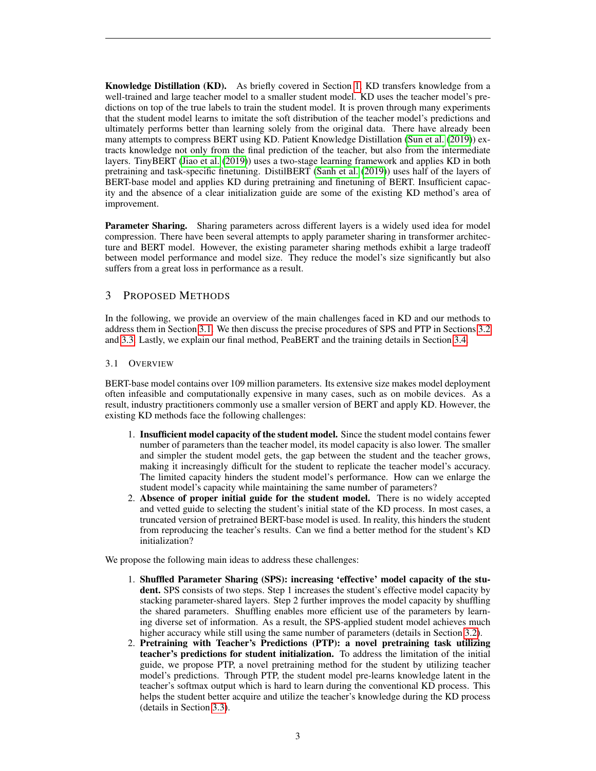**Knowledge Distillation (KD).** As briefly covered in Section 1, KD transfers knowledge from a well-trained and large teacher model to a smaller student model. KD uses the teacher model's predictions on top of the true labels to train the student model. It is proven through many experiments that the student model learns to imitate the soft distribution of the teacher model's predictions and ultimately performs better than learning solely from the original data. There have already been many attempts to compress BERT using KD. Patient Knowledge Distillation (Sun et al. (2019)) extracts knowledge not only from the final prediction of the teacher, but also from the intermediate layers. TinyBERT (Jiao et al. (2019)) uses a two-stage learning framework and applies KD in both pretraining and task-specific finetuning. DistilBERT (Sanh et al. (2019)) uses half of the layers of BERT-base model and applies KD during pretraining and finetuning of BERT. Insufficient capacity and the absence of a clear initialization guide are some of the existing KD method's area of improvement.

**Parameter Sharing.** Sharing parameters across different layers is a widely used idea for model compression. There have been several attempts to apply parameter sharing in transformer architecture and BERT model. However, the existing parameter sharing methods exhibit a large tradeoff between model performance and model size. They reduce the model's size significantly but also suffers from a great loss in performance as a result.

# 3 Proposed Methods

In the following, we provide an overview of the main challenges faced in KD and our methods to address them in Section 3.1. We then discuss the precise procedures of SPS and PTP in Sections 3.2 and 3.3. Lastly, we explain our final method, PeaBERT and the training details in Section 3.4.

## 3.1 Overview

BERT-base model contains over 109 million parameters. Its extensive size makes model deployment often infeasible and computationally expensive in many cases, such as on mobile devices. As a result, industry practitioners commonly use a smaller version of BERT and apply KD. However, the existing KD methods face the following challenges:

1. **Insufficient model capacity of the student model.** Since the student model contains fewer number of parameters than the teacher model, its model capacity is also lower. The smaller and simpler the student model gets, the gap between the student and the teacher grows, making it increasingly difficult for the student to replicate the teacher model's accuracy. The limited capacity hinders the student model's performance. How can we enlarge the student model's capacity while maintaining the same number of parameters?
2. **Absence of proper initial guide for the student model.** There is no widely accepted and vetted guide to selecting the student's initial state of the KD process. In most cases, a truncated version of pretrained BERT-base model is used. In reality, this hinders the student from reproducing the teacher's results. Can we find a better method for the student's KD initialization?

We propose the following main ideas to address these challenges:

1. **Shuffled Parameter Sharing (SPS): increasing 'effective' model capacity of the student.** SPS consists of two steps. Step 1 increases the student's effective model capacity by stacking parameter-shared layers. Step 2 further improves the model capacity by shuffling the shared parameters. Shuffling enables more efficient use of the parameters by learning diverse set of information. As a result, the SPS-applied student model achieves much higher accuracy while still using the same number of parameters (details in Section 3.2).
2. **Pretraining with Teacher's Predictions (PTP): a novel pretraining task utilizing teacher's predictions for student initialization.** To address the limitation of the initial guide, we propose PTP, a novel pretraining method for the student by utilizing teacher model's predictions. Through PTP, the student model pre-learns knowledge latent in the teacher's softmax output which is hard to learn during the conventional KD process. This helps the student better acquire and utilize the teacher's knowledge during the KD process (details in Section 3.3).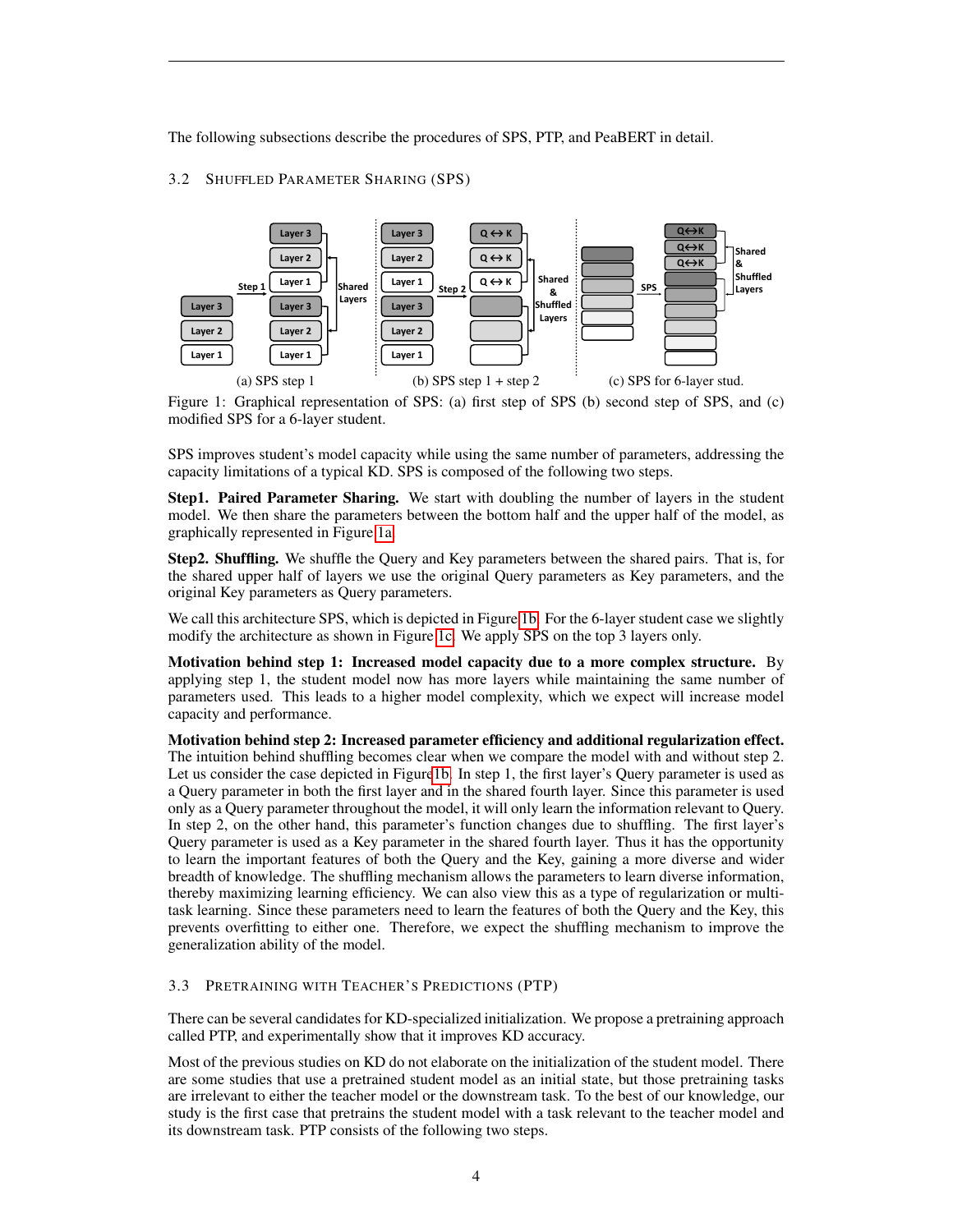The following subsections describe the procedures of SPS, PTP, and PeaBERT in detail.

### 3.2 Shuffled Parameter Sharing (SPS)

(a) SPS step 1 (b) SPS step 1 + step 2 (c) SPS for 6-layer stud.

Figure 1: Graphical representation of SPS: (a) first step of SPS (b) second step of SPS, and (c) modified SPS for a 6-layer student.

SPS improves student's model capacity while using the same number of parameters, addressing the capacity limitations of a typical KD. SPS is composed of the following two steps.

**Step1. Paired Parameter Sharing.** We start with doubling the number of layers in the student model. We then share the parameters between the bottom half and the upper half of the model, as graphically represented in Figure 1a.

**Step2. Shuffling.** We shuffle the Query and Key parameters between the shared pairs. That is, for the shared upper half of layers we use the original Query parameters as Key parameters, and the original Key parameters as Query parameters.

We call this architecture SPS, which is depicted in Figure 1b. For the 6-layer student case we slightly modify the architecture as shown in Figure 1c. We apply SPS on the top 3 layers only.

**Motivation behind step 1: Increased model capacity due to a more complex structure.** By applying step 1, the student model now has more layers while maintaining the same number of parameters used. This leads to a higher model complexity, which we expect will increase model capacity and performance.

**Motivation behind step 2: Increased parameter efficiency and additional regularization effect.** The intuition behind shuffling becomes clear when we compare the model with and without step 2. Let us consider the case depicted in Figure 1b. In step 1, the first layer's Query parameter is used as a Query parameter in both the first layer and in the shared fourth layer. Since this parameter is used only as a Query parameter throughout the model, it will only learn the information relevant to Query. In step 2, on the other hand, this parameter's function changes due to shuffling. The first layer's Query parameter is used as a Key parameter in the shared fourth layer. Thus it has the opportunity to learn the important features of both the Query and the Key, gaining a more diverse and wider breadth of knowledge. The shuffling mechanism allows the parameters to learn diverse information, thereby maximizing learning efficiency. We can also view this as a type of regularization or multi-task learning. Since these parameters need to learn the features of both the Query and the Key, this prevents overfitting to either one. Therefore, we expect the shuffling mechanism to improve the generalization ability of the model.

### 3.3 Pretraining with Teacher's Predictions (PTP)

There can be several candidates for KD-specialized initialization. We propose a pretraining approach called PTP, and experimentally show that it improves KD accuracy.

Most of the previous studies on KD do not elaborate on the initialization of the student model. There are some studies that use a pretrained student model as an initial state, but those pretraining tasks are irrelevant to either the teacher model or the downstream task. To the best of our knowledge, our study is the first case that pretrains the student model with a task relevant to the teacher model and its downstream task. PTP consists of the following two steps.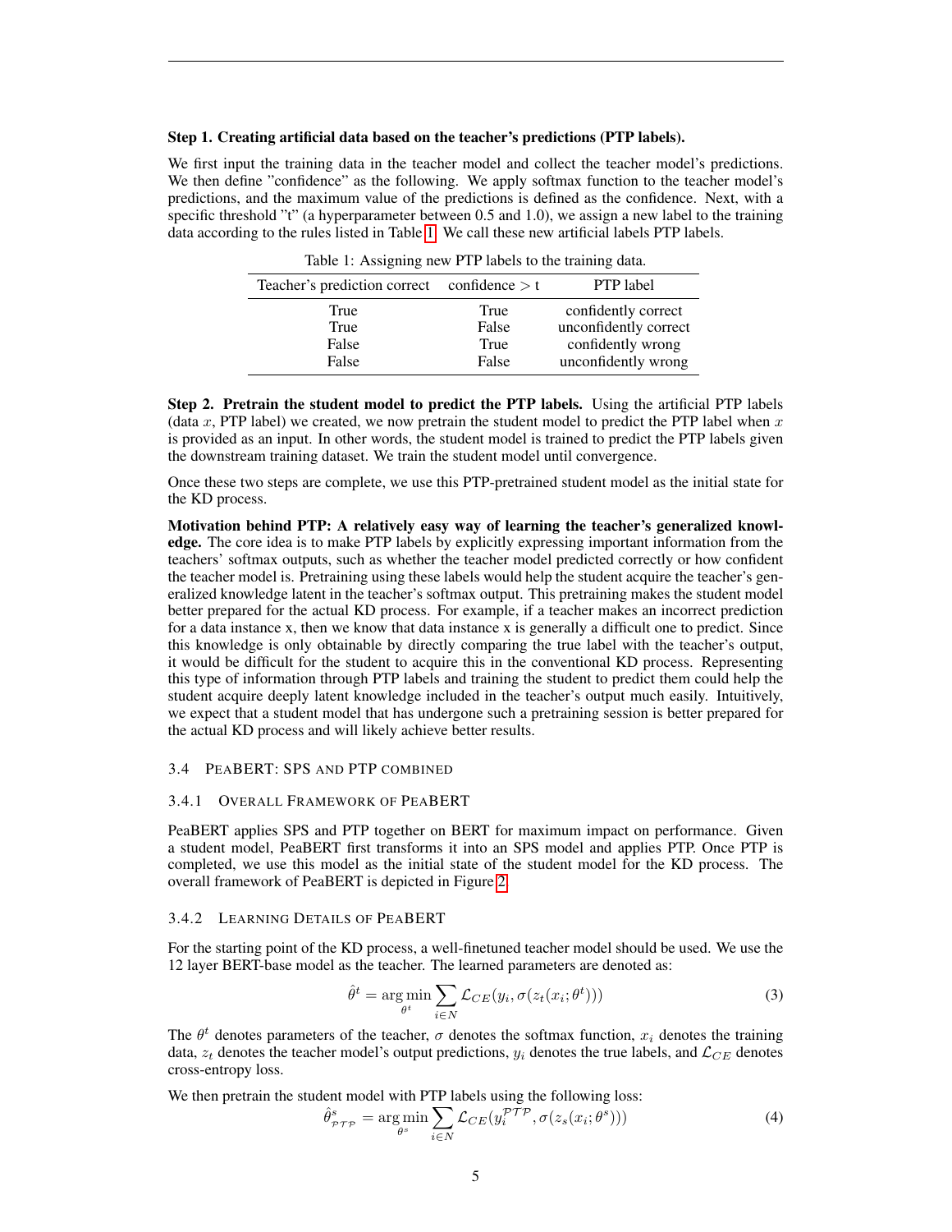**Step 1. Creating artificial data based on the teacher's predictions (PTP labels).**

We first input the training data in the teacher model and collect the teacher model's predictions. We then define "confidence" as the following. We apply softmax function to the teacher model's predictions, and the maximum value of the predictions is defined as the confidence. Next, with a specific threshold "t" (a hyperparameter between 0.5 and 1.0), we assign a new label to the training data according to the rules listed in Table 1. We call these new artificial labels PTP labels.

Table 1: Assigning new PTP labels to the training data.

| Teacher's prediction correct | confidence > t | PTP label |
|---|---|---|
| True | True | confidently correct |
| True | False | unconfidently correct |
| False | True | confidently wrong |
| False | False | unconfidently wrong |

**Step 2. Pretrain the student model to predict the PTP labels.** Using the artificial PTP labels (data $x$, PTP label) we created, we now pretrain the student model to predict the PTP label when $x$ is provided as an input. In other words, the student model is trained to predict the PTP labels given the downstream training dataset. We train the student model until convergence.

Once these two steps are complete, we use this PTP-pretrained student model as the initial state for the KD process.

**Motivation behind PTP: A relatively easy way of learning the teacher's generalized knowledge.** The core idea is to make PTP labels by explicitly expressing important information from the teachers' softmax outputs, such as whether the teacher model predicted correctly or how confident the teacher model is. Pretraining using these labels would help the student acquire the teacher's generalized knowledge latent in the teacher's softmax output. This pretraining makes the student model better prepared for the actual KD process. For example, if a teacher makes an incorrect prediction for a data instance x, then we know that data instance x is generally a difficult one to predict. Since this knowledge is only obtainable by directly comparing the true label with the teacher's output, it would be difficult for the student to acquire this in the conventional KD process. Representing this type of information through PTP labels and training the student to predict them could help the student acquire deeply latent knowledge included in the teacher's output much easily. Intuitively, we expect that a student model that has undergone such a pretraining session is better prepared for the actual KD process and will likely achieve better results.

### 3.4 PeaBERT: SPS and PTP combined

#### 3.4.1 Overall Framework of PeaBERT

PeaBERT applies SPS and PTP together on BERT for maximum impact on performance. Given a student model, PeaBERT first transforms it into an SPS model and applies PTP. Once PTP is completed, we use this model as the initial state of the student model for the KD process. The overall framework of PeaBERT is depicted in Figure 2.

#### 3.4.2 Learning Details of PeaBERT

For the starting point of the KD process, a well-finetuned teacher model should be used. We use the 12 layer BERT-base model as the teacher. The learned parameters are denoted as:

$$\hat{\theta}^t = \underset{\theta^t}{\arg\min} \sum_{i \in N} \mathcal{L}_{CE}(y_i, \sigma(z_t(x_i; \theta^t))) \tag{3}$$

The $\theta^t$ denotes parameters of the teacher, $\sigma$ denotes the softmax function, $x_i$ denotes the training data, $z_t$ denotes the teacher model's output predictions, $y_i$ denotes the true labels, and $\mathcal{L}_{CE}$ denotes cross-entropy loss.

We then pretrain the student model with PTP labels using the following loss:

$$\hat{\theta}^s_{\mathcal{PTP}} = \underset{\theta^s}{\arg\min} \sum_{i \in N} \mathcal{L}_{CE}(y_i^{\mathcal{PTP}}, \sigma(z_s(x_i; \theta^s))) \tag{4}$$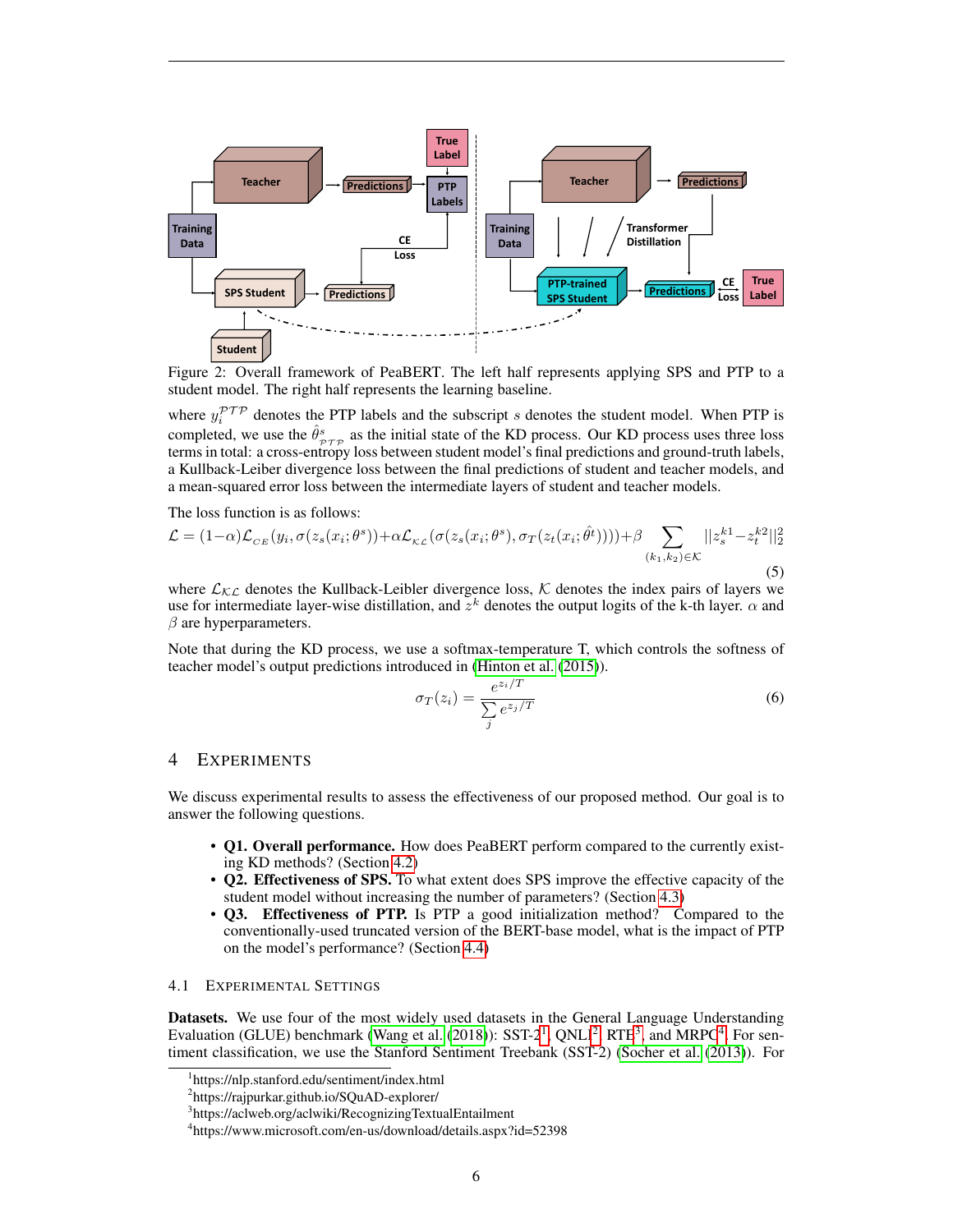Figure 2: Overall framework of PeaBERT. The left half represents applying SPS and PTP to a student model. The right half represents the learning baseline.

where $y_i^{\mathcal{PTP}}$ denotes the PTP labels and the subscript $s$ denotes the student model. When PTP is completed, we use the $\hat{\theta}^s_{\mathcal{PTP}}$ as the initial state of the KD process. Our KD process uses three loss terms in total: a cross-entropy loss between student model's final predictions and ground-truth labels, a Kullback-Leiber divergence loss between the final predictions of student and teacher models, and a mean-squared error loss between the intermediate layers of student and teacher models.

The loss function is as follows:

$$\mathcal{L} = (1-\alpha)\mathcal{L}_{CE}(y_i, \sigma(z_s(x_i;\theta^s)) + \alpha\mathcal{L}_{\mathcal{KL}}(\sigma(z_s(x_i;\theta^s), \sigma_T(z_t(x_i;\hat{\theta}^t)))) + \beta \sum_{(k_1,k_2)\in\mathcal{K}} ||z_s^{k1} - z_t^{k2}||_2^2 \tag{5}$$

where $\mathcal{L}_{\mathcal{KL}}$ denotes the Kullback-Leibler divergence loss, $\mathcal{K}$ denotes the index pairs of layers we use for intermediate layer-wise distillation, and $z^k$ denotes the output logits of the k-th layer. $\alpha$ and $\beta$ are hyperparameters.

Note that during the KD process, we use a softmax-temperature T, which controls the softness of teacher model's output predictions introduced in (Hinton et al. (2015)).

$$\sigma_T(z_i) = \frac{e^{z_i/T}}{\sum_j e^{z_j/T}} \tag{6}$$

# 4 Experiments

We discuss experimental results to assess the effectiveness of our proposed method. Our goal is to answer the following questions.

- **Q1. Overall performance.** How does PeaBERT perform compared to the currently existing KD methods? (Section 4.2)
- **Q2. Effectiveness of SPS.** To what extent does SPS improve the effective capacity of the student model without increasing the number of parameters? (Section 4.3)
- **Q3. Effectiveness of PTP.** Is PTP a good initialization method? Compared to the conventionally-used truncated version of the BERT-base model, what is the impact of PTP on the model's performance? (Section 4.4)

## 4.1 Experimental Settings

**Datasets.** We use four of the most widely used datasets in the General Language Understanding Evaluation (GLUE) benchmark (Wang et al. (2018)): SST-2[1], QNLI[2], RTE[3], and MRPC[4]. For sentiment classification, we use the Stanford Sentiment Treebank (SST-2) (Socher et al. (2013)). For

[1] https://nlp.stanford.edu/sentiment/index.html
[2] https://rajpurkar.github.io/SQuAD-explorer/
[3] https://aclweb.org/aclwiki/RecognizingTextualEntailment
[4] https://www.microsoft.com/en-us/download/details.aspx?id=52398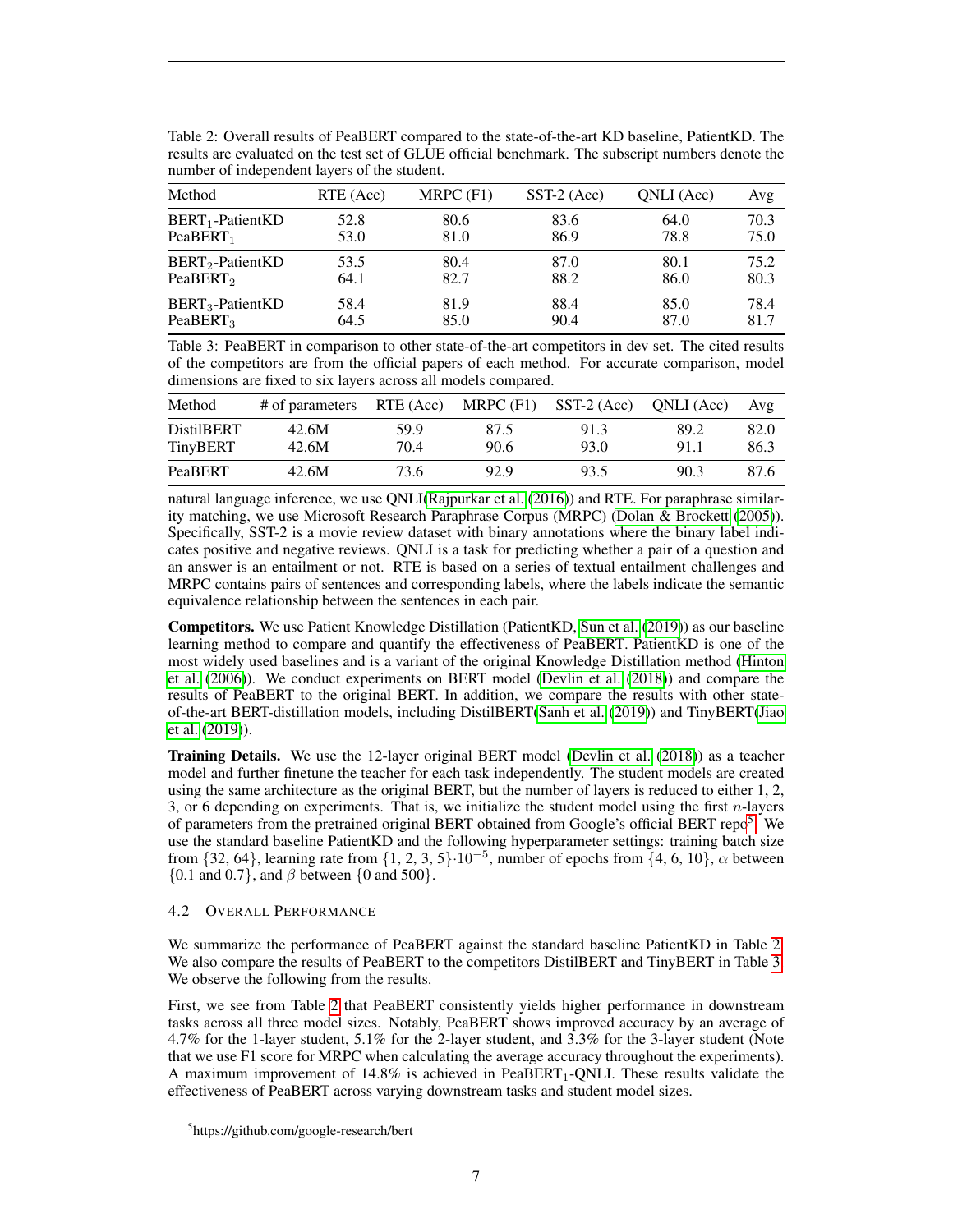Table 2: Overall results of PeaBERT compared to the state-of-the-art KD baseline, PatientKD. The results are evaluated on the test set of GLUE official benchmark. The subscript numbers denote the number of independent layers of the student.

| Method | RTE (Acc) | MRPC (F1) | SST-2 (Acc) | QNLI (Acc) | Avg |
|---|---|---|---|---|---|
| $\text{BERT}_1$-PatientKD | 52.8 | 80.6 | 83.6 | 64.0 | 70.3 |
| $\text{PeaBERT}_1$ | 53.0 | 81.0 | 86.9 | 78.8 | 75.0 |
| $\text{BERT}_2$-PatientKD | 53.5 | 80.4 | 87.0 | 80.1 | 75.2 |
| $\text{PeaBERT}_2$ | 64.1 | 82.7 | 88.2 | 86.0 | 80.3 |
| $\text{BERT}_3$-PatientKD | 58.4 | 81.9 | 88.4 | 85.0 | 78.4 |
| $\text{PeaBERT}_3$ | 64.5 | 85.0 | 90.4 | 87.0 | 81.7 |

Table 3: PeaBERT in comparison to other state-of-the-art competitors in dev set. The cited results of the competitors are from the official papers of each method. For accurate comparison, model dimensions are fixed to six layers across all models compared.

| Method | # of parameters | RTE (Acc) | MRPC (F1) | SST-2 (Acc) | QNLI (Acc) | Avg |
|---|---|---|---|---|---|---|
| DistilBERT | 42.6M | 59.9 | 87.5 | 91.3 | 89.2 | 82.0 |
| TinyBERT | 42.6M | 70.4 | 90.6 | 93.0 | 91.1 | 86.3 |
| PeaBERT | 42.6M | 73.6 | 92.9 | 93.5 | 90.3 | 87.6 |

natural language inference, we use QNLI(Rajpurkar et al. (2016)) and RTE. For paraphrase similarity matching, we use Microsoft Research Paraphrase Corpus (MRPC) (Dolan & Brockett (2005)). Specifically, SST-2 is a movie review dataset with binary annotations where the binary label indicates positive and negative reviews. QNLI is a task for predicting whether a pair of a question and an answer is an entailment or not. RTE is based on a series of textual entailment challenges and MRPC contains pairs of sentences and corresponding labels, where the labels indicate the semantic equivalence relationship between the sentences in each pair.

**Competitors.** We use Patient Knowledge Distillation (PatientKD, Sun et al. (2019)) as our baseline learning method to compare and quantify the effectiveness of PeaBERT. PatientKD is one of the most widely used baselines and is a variant of the original Knowledge Distillation method (Hinton et al. (2006)). We conduct experiments on BERT model (Devlin et al. (2018)) and compare the results of PeaBERT to the original BERT. In addition, we compare the results with other state-of-the-art BERT-distillation models, including DistilBERT(Sanh et al. (2019)) and TinyBERT(Jiao et al. (2019)).

**Training Details.** We use the 12-layer original BERT model (Devlin et al. (2018)) as a teacher model and further finetune the teacher for each task independently. The student models are created using the same architecture as the original BERT, but the number of layers is reduced to either 1, 2, 3, or 6 depending on experiments. That is, we initialize the student model using the first $n$-layers of parameters from the pretrained original BERT obtained from Google's official BERT repo[5]. We use the standard baseline PatientKD and the following hyperparameter settings: training batch size from $\{32, 64\}$, learning rate from $\{1, 2, 3, 5\}\cdot 10^{-5}$, number of epochs from $\{4, 6, 10\}$, $\alpha$ between $\{0.1$ and $0.7\}$, and $\beta$ between $\{0$ and $500\}$.

### 4.2 Overall Performance

We summarize the performance of PeaBERT against the standard baseline PatientKD in Table 2. We also compare the results of PeaBERT to the competitors DistilBERT and TinyBERT in Table 3. We observe the following from the results.

First, we see from Table 2 that PeaBERT consistently yields higher performance in downstream tasks across all three model sizes. Notably, PeaBERT shows improved accuracy by an average of 4.7% for the 1-layer student, 5.1% for the 2-layer student, and 3.3% for the 3-layer student (Note that we use F1 score for MRPC when calculating the average accuracy throughout the experiments). A maximum improvement of 14.8% is achieved in $\text{PeaBERT}_1$-QNLI. These results validate the effectiveness of PeaBERT across varying downstream tasks and student model sizes.

[5]https://github.com/google-research/bert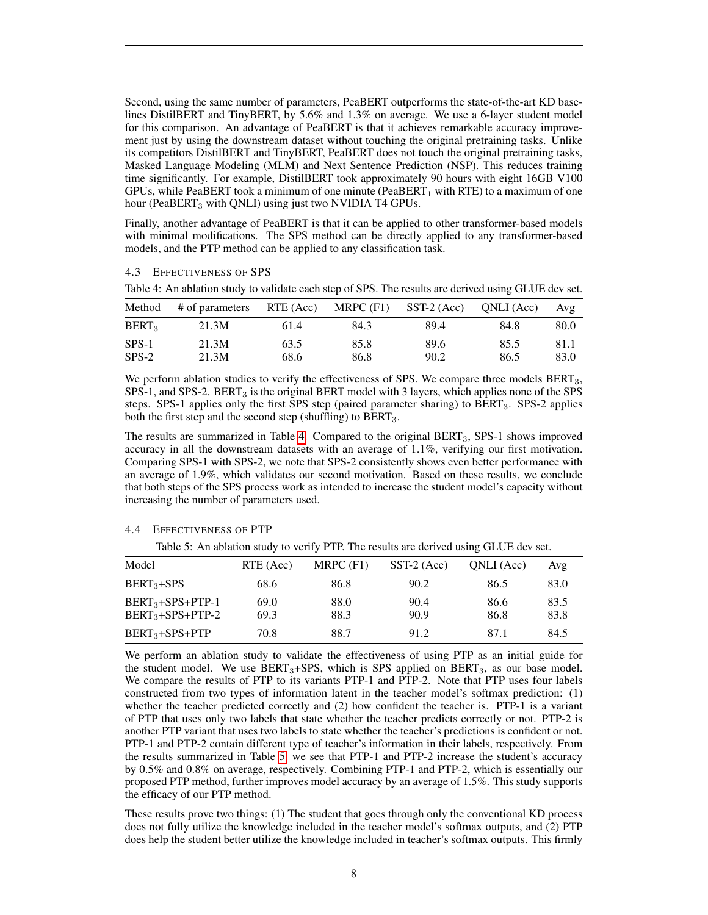Second, using the same number of parameters, PeaBERT outperforms the state-of-the-art KD baselines DistilBERT and TinyBERT, by 5.6% and 1.3% on average. We use a 6-layer student model for this comparison. An advantage of PeaBERT is that it achieves remarkable accuracy improvement just by using the downstream dataset without touching the original pretraining tasks. Unlike its competitors DistilBERT and TinyBERT, PeaBERT does not touch the original pretraining tasks, Masked Language Modeling (MLM) and Next Sentence Prediction (NSP). This reduces training time significantly. For example, DistilBERT took approximately 90 hours with eight 16GB V100 GPUs, while PeaBERT took a minimum of one minute (PeaBERT$_1$ with RTE) to a maximum of one hour (PeaBERT$_3$ with QNLI) using just two NVIDIA T4 GPUs.

Finally, another advantage of PeaBERT is that it can be applied to other transformer-based models with minimal modifications. The SPS method can be directly applied to any transformer-based models, and the PTP method can be applied to any classification task.

### 4.3 Effectiveness of SPS

Table 4: An ablation study to validate each step of SPS. The results are derived using GLUE dev set.

| Method | # of parameters | RTE (Acc) | MRPC (F1) | SST-2 (Acc) | QNLI (Acc) | Avg |
|---|---|---|---|---|---|---|
| BERT$_3$ | 21.3M | 61.4 | 84.3 | 89.4 | 84.8 | 80.0 |
| SPS-1 | 21.3M | 63.5 | 85.8 | 89.6 | 85.5 | 81.1 |
| SPS-2 | 21.3M | 68.6 | 86.8 | 90.2 | 86.5 | 83.0 |

We perform ablation studies to verify the effectiveness of SPS. We compare three models BERT$_3$, SPS-1, and SPS-2. BERT$_3$ is the original BERT model with 3 layers, which applies none of the SPS steps. SPS-1 applies only the first SPS step (paired parameter sharing) to BERT$_3$. SPS-2 applies both the first step and the second step (shuffling) to BERT$_3$.

The results are summarized in Table 4. Compared to the original BERT$_3$, SPS-1 shows improved accuracy in all the downstream datasets with an average of 1.1%, verifying our first motivation. Comparing SPS-1 with SPS-2, we note that SPS-2 consistently shows even better performance with an average of 1.9%, which validates our second motivation. Based on these results, we conclude that both steps of the SPS process work as intended to increase the student model's capacity without increasing the number of parameters used.

### 4.4 Effectiveness of PTP

Table 5: An ablation study to verify PTP. The results are derived using GLUE dev set.

| Model | RTE (Acc) | MRPC (F1) | SST-2 (Acc) | QNLI (Acc) | Avg |
|---|---|---|---|---|---|
| BERT$_3$+SPS | 68.6 | 86.8 | 90.2 | 86.5 | 83.0 |
| BERT$_3$+SPS+PTP-1 | 69.0 | 88.0 | 90.4 | 86.6 | 83.5 |
| BERT$_3$+SPS+PTP-2 | 69.3 | 88.3 | 90.9 | 86.8 | 83.8 |
| BERT$_3$+SPS+PTP | 70.8 | 88.7 | 91.2 | 87.1 | 84.5 |

We perform an ablation study to validate the effectiveness of using PTP as an initial guide for the student model. We use BERT$_3$+SPS, which is SPS applied on BERT$_3$, as our base model. We compare the results of PTP to its variants PTP-1 and PTP-2. Note that PTP uses four labels constructed from two types of information latent in the teacher model's softmax prediction: (1) whether the teacher predicted correctly and (2) how confident the teacher is. PTP-1 is a variant of PTP that uses only two labels that state whether the teacher predicts correctly or not. PTP-2 is another PTP variant that uses two labels to state whether the teacher's predictions is confident or not. PTP-1 and PTP-2 contain different type of teacher's information in their labels, respectively. From the results summarized in Table 5, we see that PTP-1 and PTP-2 increase the student's accuracy by 0.5% and 0.8% on average, respectively. Combining PTP-1 and PTP-2, which is essentially our proposed PTP method, further improves model accuracy by an average of 1.5%. This study supports the efficacy of our PTP method.

These results prove two things: (1) The student that goes through only the conventional KD process does not fully utilize the knowledge included in the teacher model's softmax outputs, and (2) PTP does help the student better utilize the knowledge included in teacher's softmax outputs. This firmly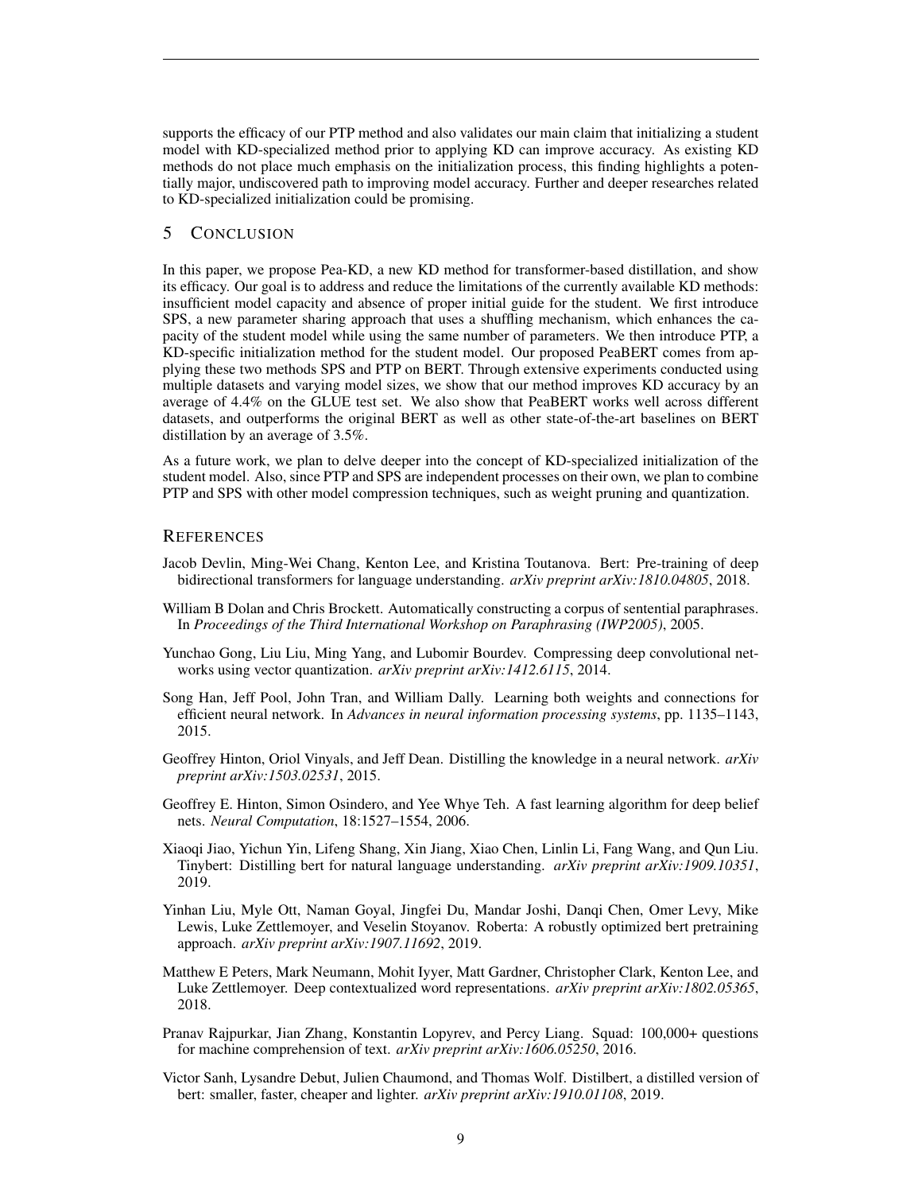supports the efficacy of our PTP method and also validates our main claim that initializing a student model with KD-specialized method prior to applying KD can improve accuracy. As existing KD methods do not place much emphasis on the initialization process, this finding highlights a potentially major, undiscovered path to improving model accuracy. Further and deeper researches related to KD-specialized initialization could be promising.

## 5 Conclusion

In this paper, we propose Pea-KD, a new KD method for transformer-based distillation, and show its efficacy. Our goal is to address and reduce the limitations of the currently available KD methods: insufficient model capacity and absence of proper initial guide for the student. We first introduce SPS, a new parameter sharing approach that uses a shuffling mechanism, which enhances the capacity of the student model while using the same number of parameters. We then introduce PTP, a KD-specific initialization method for the student model. Our proposed PeaBERT comes from applying these two methods SPS and PTP on BERT. Through extensive experiments conducted using multiple datasets and varying model sizes, we show that our method improves KD accuracy by an average of 4.4% on the GLUE test set. We also show that PeaBERT works well across different datasets, and outperforms the original BERT as well as other state-of-the-art baselines on BERT distillation by an average of 3.5%.

As a future work, we plan to delve deeper into the concept of KD-specialized initialization of the student model. Also, since PTP and SPS are independent processes on their own, we plan to combine PTP and SPS with other model compression techniques, such as weight pruning and quantization.

## References

Jacob Devlin, Ming-Wei Chang, Kenton Lee, and Kristina Toutanova. Bert: Pre-training of deep bidirectional transformers for language understanding. *arXiv preprint arXiv:1810.04805*, 2018.

William B Dolan and Chris Brockett. Automatically constructing a corpus of sentential paraphrases. In *Proceedings of the Third International Workshop on Paraphrasing (IWP2005)*, 2005.

Yunchao Gong, Liu Liu, Ming Yang, and Lubomir Bourdev. Compressing deep convolutional networks using vector quantization. *arXiv preprint arXiv:1412.6115*, 2014.

Song Han, Jeff Pool, John Tran, and William Dally. Learning both weights and connections for efficient neural network. In *Advances in neural information processing systems*, pp. 1135–1143, 2015.

Geoffrey Hinton, Oriol Vinyals, and Jeff Dean. Distilling the knowledge in a neural network. *arXiv preprint arXiv:1503.02531*, 2015.

Geoffrey E. Hinton, Simon Osindero, and Yee Whye Teh. A fast learning algorithm for deep belief nets. *Neural Computation*, 18:1527–1554, 2006.

Xiaoqi Jiao, Yichun Yin, Lifeng Shang, Xin Jiang, Xiao Chen, Linlin Li, Fang Wang, and Qun Liu. Tinybert: Distilling bert for natural language understanding. *arXiv preprint arXiv:1909.10351*, 2019.

Yinhan Liu, Myle Ott, Naman Goyal, Jingfei Du, Mandar Joshi, Danqi Chen, Omer Levy, Mike Lewis, Luke Zettlemoyer, and Veselin Stoyanov. Roberta: A robustly optimized bert pretraining approach. *arXiv preprint arXiv:1907.11692*, 2019.

Matthew E Peters, Mark Neumann, Mohit Iyyer, Matt Gardner, Christopher Clark, Kenton Lee, and Luke Zettlemoyer. Deep contextualized word representations. *arXiv preprint arXiv:1802.05365*, 2018.

Pranav Rajpurkar, Jian Zhang, Konstantin Lopyrev, and Percy Liang. Squad: 100,000+ questions for machine comprehension of text. *arXiv preprint arXiv:1606.05250*, 2016.

Victor Sanh, Lysandre Debut, Julien Chaumond, and Thomas Wolf. Distilbert, a distilled version of bert: smaller, faster, cheaper and lighter. *arXiv preprint arXiv:1910.01108*, 2019.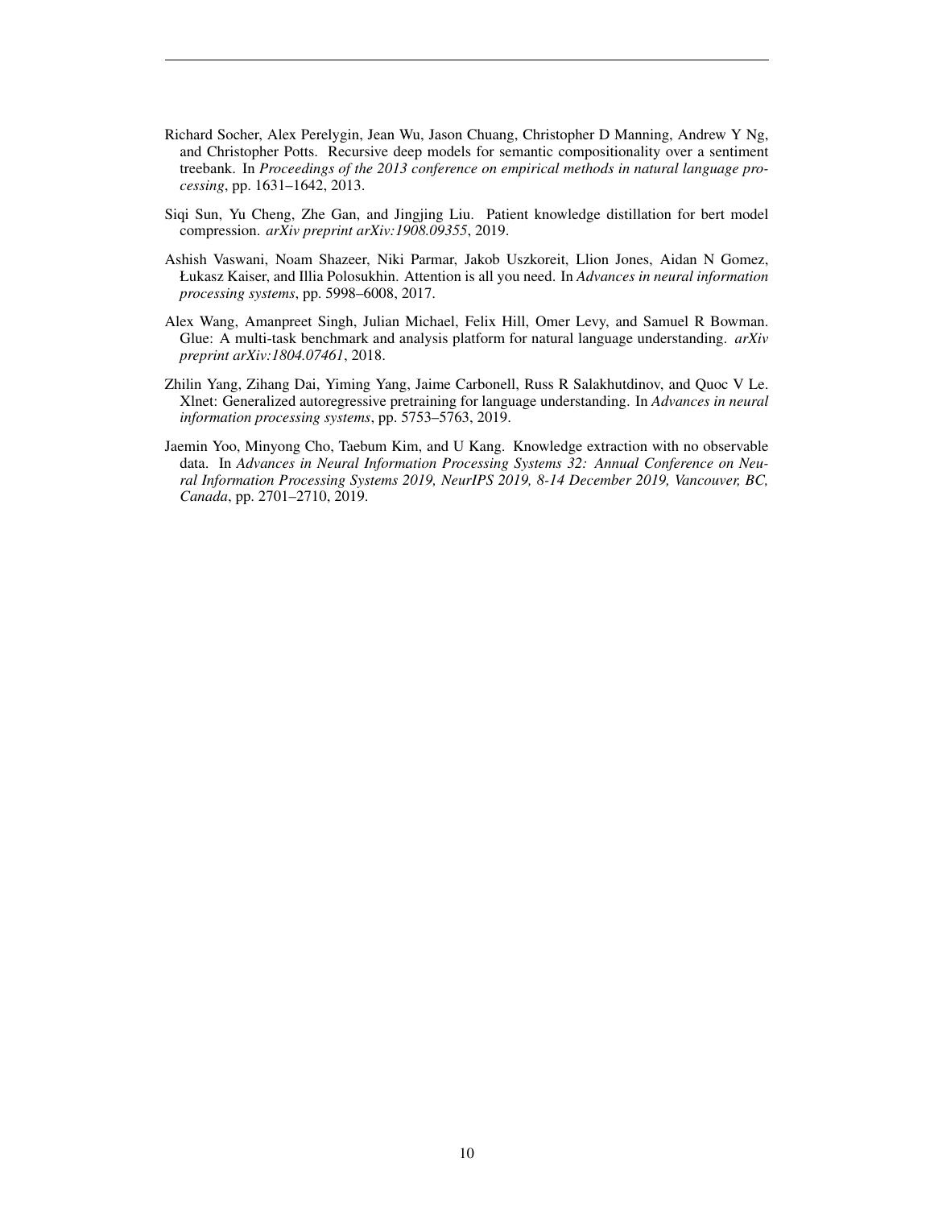Richard Socher, Alex Perelygin, Jean Wu, Jason Chuang, Christopher D Manning, Andrew Y Ng, and Christopher Potts. Recursive deep models for semantic compositionality over a sentiment treebank. In *Proceedings of the 2013 conference on empirical methods in natural language processing*, pp. 1631–1642, 2013.

Siqi Sun, Yu Cheng, Zhe Gan, and Jingjing Liu. Patient knowledge distillation for bert model compression. *arXiv preprint arXiv:1908.09355*, 2019.

Ashish Vaswani, Noam Shazeer, Niki Parmar, Jakob Uszkoreit, Llion Jones, Aidan N Gomez, Łukasz Kaiser, and Illia Polosukhin. Attention is all you need. In *Advances in neural information processing systems*, pp. 5998–6008, 2017.

Alex Wang, Amanpreet Singh, Julian Michael, Felix Hill, Omer Levy, and Samuel R Bowman. Glue: A multi-task benchmark and analysis platform for natural language understanding. *arXiv preprint arXiv:1804.07461*, 2018.

Zhilin Yang, Zihang Dai, Yiming Yang, Jaime Carbonell, Russ R Salakhutdinov, and Quoc V Le. Xlnet: Generalized autoregressive pretraining for language understanding. In *Advances in neural information processing systems*, pp. 5753–5763, 2019.

Jaemin Yoo, Minyong Cho, Taebum Kim, and U Kang. Knowledge extraction with no observable data. In *Advances in Neural Information Processing Systems 32: Annual Conference on Neural Information Processing Systems 2019, NeurIPS 2019, 8-14 December 2019, Vancouver, BC, Canada*, pp. 2701–2710, 2019.